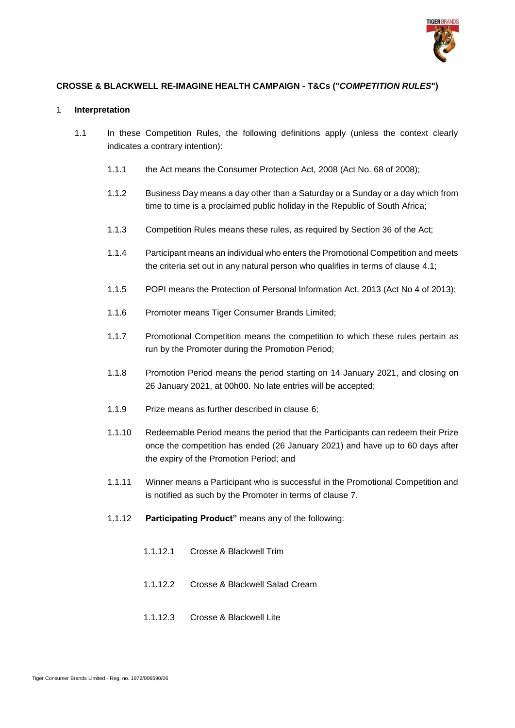**CROSSE & BLACKWELL RE-IMAGINE HEALTH CAMPAIGN - T&Cs ("*COMPETITION RULES*")**

1 **Interpretation**

1.1 In these Competition Rules, the following definitions apply (unless the context clearly indicates a contrary intention):

1.1.1 the Act means the Consumer Protection Act, 2008 (Act No. 68 of 2008);

1.1.2 Business Day means a day other than a Saturday or a Sunday or a day which from time to time is a proclaimed public holiday in the Republic of South Africa;

1.1.3 Competition Rules means these rules, as required by Section 36 of the Act;

1.1.4 Participant means an individual who enters the Promotional Competition and meets the criteria set out in any natural person who qualifies in terms of clause 4.1;

1.1.5 POPI means the Protection of Personal Information Act, 2013 (Act No 4 of 2013);

1.1.6 Promoter means Tiger Consumer Brands Limited;

1.1.7 Promotional Competition means the competition to which these rules pertain as run by the Promoter during the Promotion Period;

1.1.8 Promotion Period means the period starting on 14 January 2021, and closing on 26 January 2021, at 00h00. No late entries will be accepted;

1.1.9 Prize means as further described in clause 6;

1.1.10 Redeemable Period means the period that the Participants can redeem their Prize once the competition has ended (26 January 2021) and have up to 60 days after the expiry of the Promotion Period; and

1.1.11 Winner means a Participant who is successful in the Promotional Competition and is notified as such by the Promoter in terms of clause 7.

1.1.12 **Participating Product"** means any of the following:

1.1.12.1 Crosse & Blackwell Trim

1.1.12.2 Crosse & Blackwell Salad Cream

1.1.12.3 Crosse & Blackwell Lite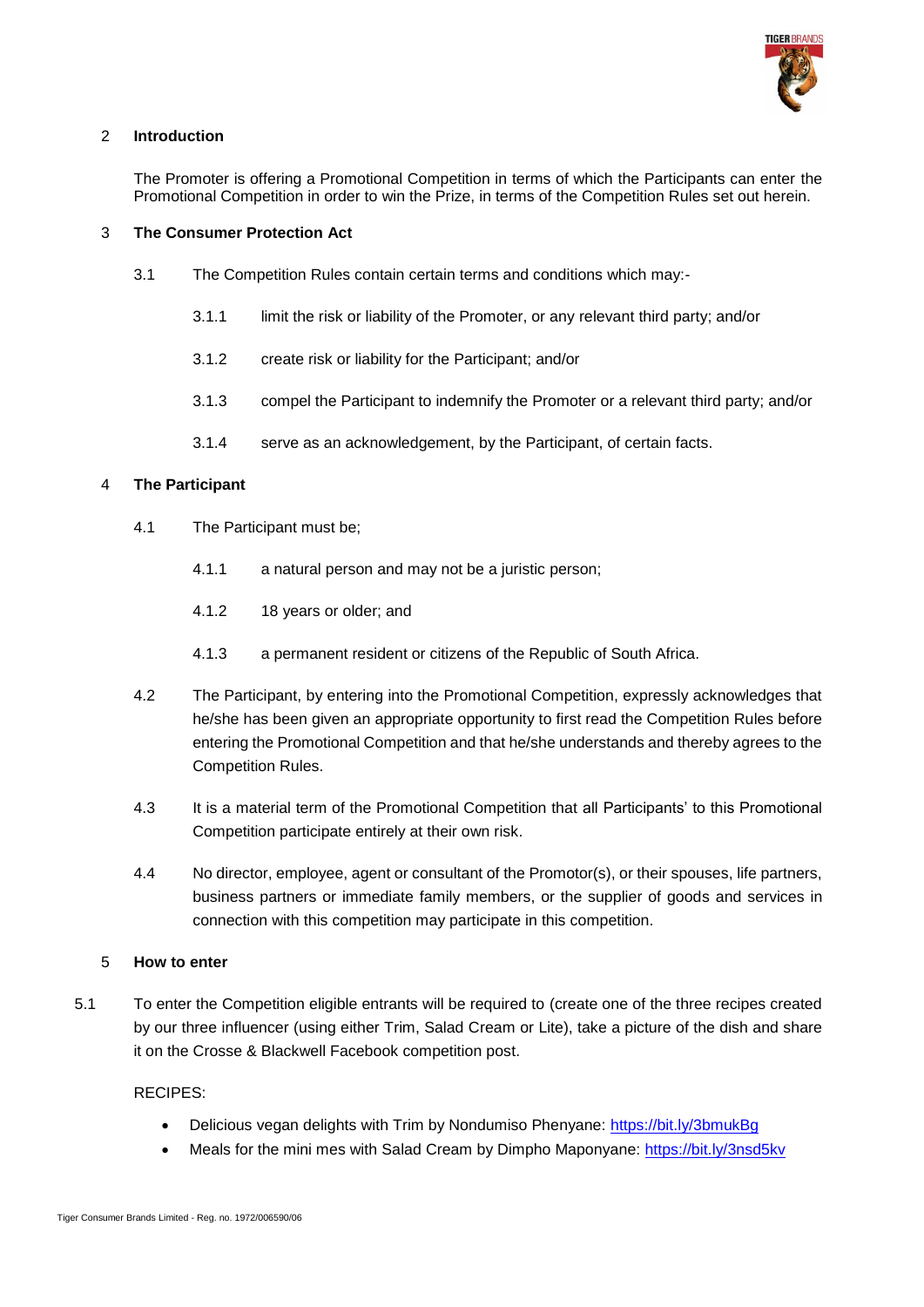## 2 Introduction

The Promoter is offering a Promotional Competition in terms of which the Participants can enter the Promotional Competition in order to win the Prize, in terms of the Competition Rules set out herein.

## 3 The Consumer Protection Act

3.1 The Competition Rules contain certain terms and conditions which may:-

3.1.1 limit the risk or liability of the Promoter, or any relevant third party; and/or

3.1.2 create risk or liability for the Participant; and/or

3.1.3 compel the Participant to indemnify the Promoter or a relevant third party; and/or

3.1.4 serve as an acknowledgement, by the Participant, of certain facts.

## 4 The Participant

4.1 The Participant must be;

4.1.1 a natural person and may not be a juristic person;

4.1.2 18 years or older; and

4.1.3 a permanent resident or citizens of the Republic of South Africa.

4.2 The Participant, by entering into the Promotional Competition, expressly acknowledges that he/she has been given an appropriate opportunity to first read the Competition Rules before entering the Promotional Competition and that he/she understands and thereby agrees to the Competition Rules.

4.3 It is a material term of the Promotional Competition that all Participants' to this Promotional Competition participate entirely at their own risk.

4.4 No director, employee, agent or consultant of the Promotor(s), or their spouses, life partners, business partners or immediate family members, or the supplier of goods and services in connection with this competition may participate in this competition.

## 5 How to enter

5.1 To enter the Competition eligible entrants will be required to (create one of the three recipes created by our three influencer (using either Trim, Salad Cream or Lite), take a picture of the dish and share it on the Crosse & Blackwell Facebook competition post.

RECIPES:

- Delicious vegan delights with Trim by Nondumiso Phenyane: https://bit.ly/3bmukBg
- Meals for the mini mes with Salad Cream by Dimpho Maponyane: https://bit.ly/3nsd5kv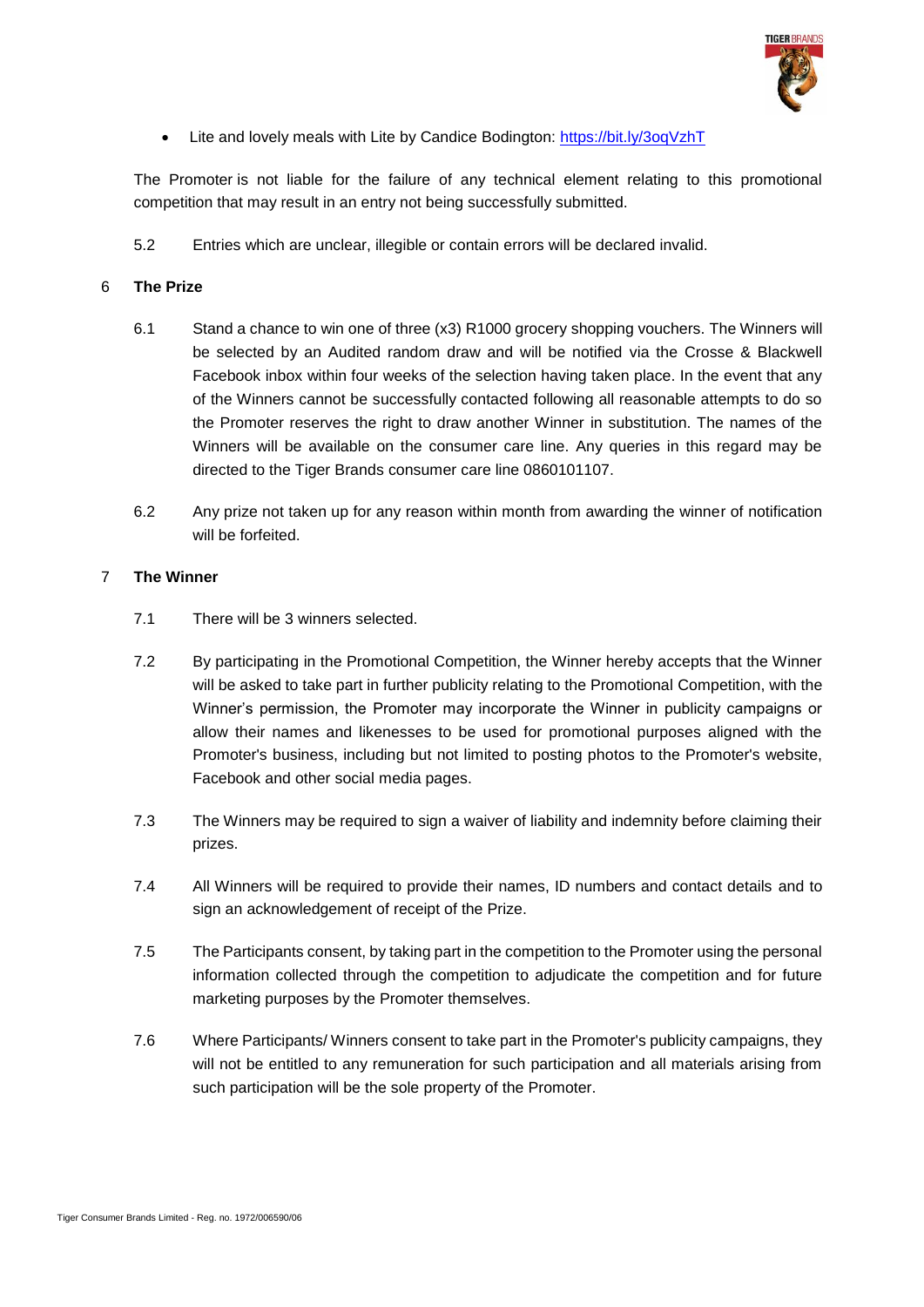- Lite and lovely meals with Lite by Candice Bodington: [https://bit.ly/3oqVzhT](https://bit.ly/3oqVzhT)

The Promoter is not liable for the failure of any technical element relating to this promotional competition that may result in an entry not being successfully submitted.

5.2 Entries which are unclear, illegible or contain errors will be declared invalid.

## 6 The Prize

6.1 Stand a chance to win one of three (x3) R1000 grocery shopping vouchers. The Winners will be selected by an Audited random draw and will be notified via the Crosse & Blackwell Facebook inbox within four weeks of the selection having taken place. In the event that any of the Winners cannot be successfully contacted following all reasonable attempts to do so the Promoter reserves the right to draw another Winner in substitution. The names of the Winners will be available on the consumer care line. Any queries in this regard may be directed to the Tiger Brands consumer care line 0860101107.

6.2 Any prize not taken up for any reason within month from awarding the winner of notification will be forfeited.

## 7 The Winner

7.1 There will be 3 winners selected.

7.2 By participating in the Promotional Competition, the Winner hereby accepts that the Winner will be asked to take part in further publicity relating to the Promotional Competition, with the Winner's permission, the Promoter may incorporate the Winner in publicity campaigns or allow their names and likenesses to be used for promotional purposes aligned with the Promoter's business, including but not limited to posting photos to the Promoter's website, Facebook and other social media pages.

7.3 The Winners may be required to sign a waiver of liability and indemnity before claiming their prizes.

7.4 All Winners will be required to provide their names, ID numbers and contact details and to sign an acknowledgement of receipt of the Prize.

7.5 The Participants consent, by taking part in the competition to the Promoter using the personal information collected through the competition to adjudicate the competition and for future marketing purposes by the Promoter themselves.

7.6 Where Participants/ Winners consent to take part in the Promoter's publicity campaigns, they will not be entitled to any remuneration for such participation and all materials arising from such participation will be the sole property of the Promoter.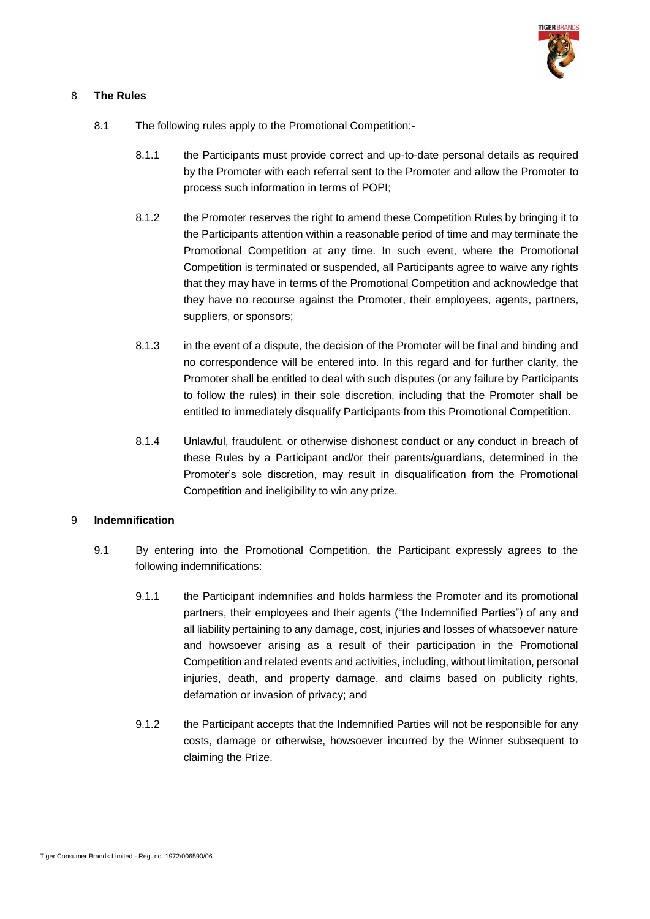## 8 **The Rules**

8.1 The following rules apply to the Promotional Competition:-

8.1.1 the Participants must provide correct and up-to-date personal details as required by the Promoter with each referral sent to the Promoter and allow the Promoter to process such information in terms of POPI;

8.1.2 the Promoter reserves the right to amend these Competition Rules by bringing it to the Participants attention within a reasonable period of time and may terminate the Promotional Competition at any time. In such event, where the Promotional Competition is terminated or suspended, all Participants agree to waive any rights that they may have in terms of the Promotional Competition and acknowledge that they have no recourse against the Promoter, their employees, agents, partners, suppliers, or sponsors;

8.1.3 in the event of a dispute, the decision of the Promoter will be final and binding and no correspondence will be entered into. In this regard and for further clarity, the Promoter shall be entitled to deal with such disputes (or any failure by Participants to follow the rules) in their sole discretion, including that the Promoter shall be entitled to immediately disqualify Participants from this Promotional Competition.

8.1.4 Unlawful, fraudulent, or otherwise dishonest conduct or any conduct in breach of these Rules by a Participant and/or their parents/guardians, determined in the Promoter's sole discretion, may result in disqualification from the Promotional Competition and ineligibility to win any prize.

## 9 **Indemnification**

9.1 By entering into the Promotional Competition, the Participant expressly agrees to the following indemnifications:

9.1.1 the Participant indemnifies and holds harmless the Promoter and its promotional partners, their employees and their agents ("the Indemnified Parties") of any and all liability pertaining to any damage, cost, injuries and losses of whatsoever nature and howsoever arising as a result of their participation in the Promotional Competition and related events and activities, including, without limitation, personal injuries, death, and property damage, and claims based on publicity rights, defamation or invasion of privacy; and

9.1.2 the Participant accepts that the Indemnified Parties will not be responsible for any costs, damage or otherwise, howsoever incurred by the Winner subsequent to claiming the Prize.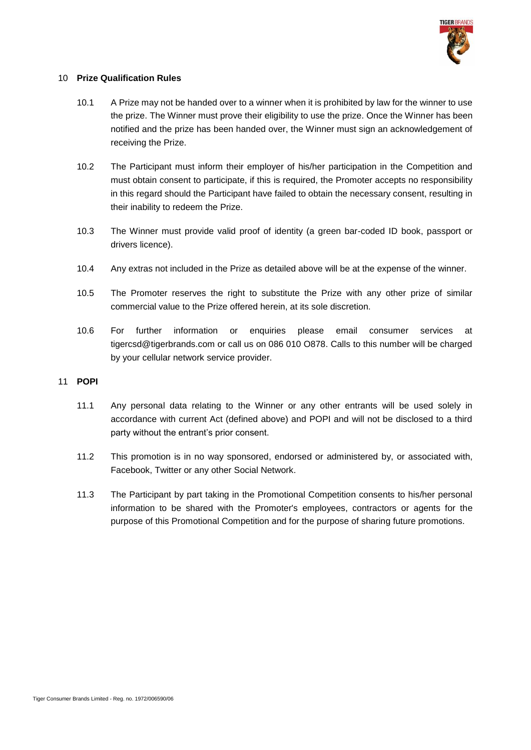## 10 **Prize Qualification Rules**

10.1 A Prize may not be handed over to a winner when it is prohibited by law for the winner to use the prize. The Winner must prove their eligibility to use the prize. Once the Winner has been notified and the prize has been handed over, the Winner must sign an acknowledgement of receiving the Prize.

10.2 The Participant must inform their employer of his/her participation in the Competition and must obtain consent to participate, if this is required, the Promoter accepts no responsibility in this regard should the Participant have failed to obtain the necessary consent, resulting in their inability to redeem the Prize.

10.3 The Winner must provide valid proof of identity (a green bar-coded ID book, passport or drivers licence).

10.4 Any extras not included in the Prize as detailed above will be at the expense of the winner.

10.5 The Promoter reserves the right to substitute the Prize with any other prize of similar commercial value to the Prize offered herein, at its sole discretion.

10.6 For further information or enquiries please email consumer services at tigercsd@tigerbrands.com or call us on 086 010 O878. Calls to this number will be charged by your cellular network service provider.

## 11 **POPI**

11.1 Any personal data relating to the Winner or any other entrants will be used solely in accordance with current Act (defined above) and POPI and will not be disclosed to a third party without the entrant's prior consent.

11.2 This promotion is in no way sponsored, endorsed or administered by, or associated with, Facebook, Twitter or any other Social Network.

11.3 The Participant by part taking in the Promotional Competition consents to his/her personal information to be shared with the Promoter's employees, contractors or agents for the purpose of this Promotional Competition and for the purpose of sharing future promotions.